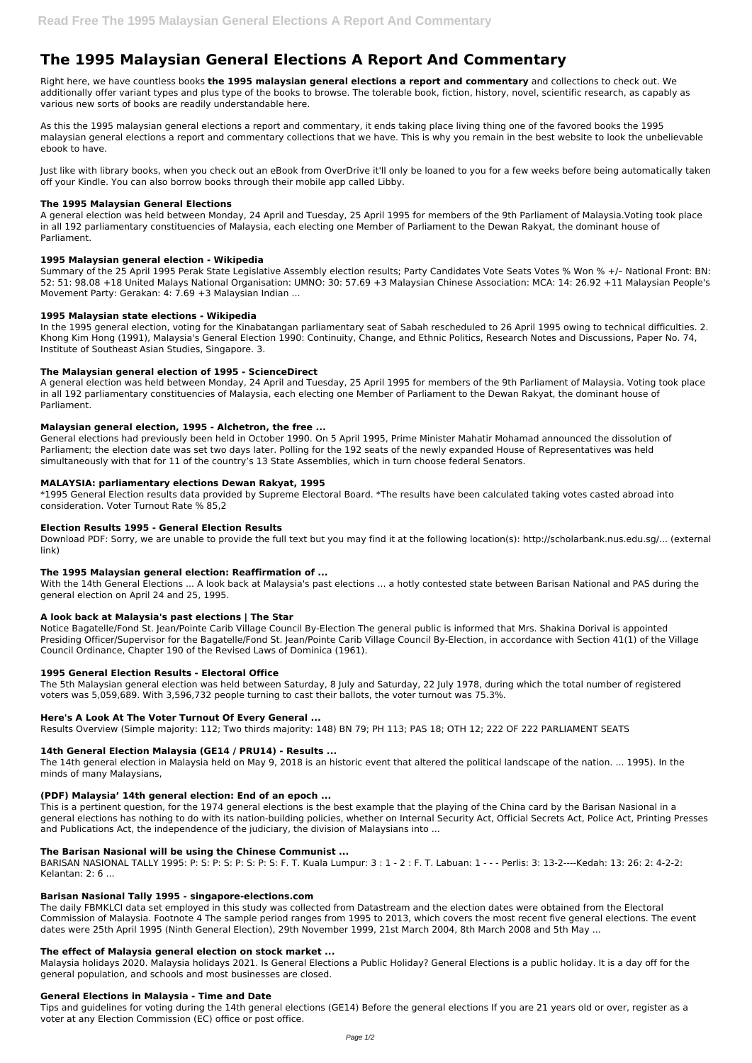# The 1995 Malaysian General Elections A Report And Commentary

Right here, we have countless books **the 1995 malaysian general elections a report and commentary** and collections to check out. We additionally offer variant types and plus type of the books to browse. The tolerable book, fiction, history, novel, scientific research, as capably as various new sorts of books are readily understandable here.

As this the 1995 malaysian general elections a report and commentary, it ends taking place living thing one of the favored books the 1995 malaysian general elections a report and commentary collections that we have. This is why you remain in the best website to look the unbelievable ebook to have.

Just like with library books, when you check out an eBook from OverDrive it'll only be loaned to you for a few weeks before being automatically taken off your Kindle. You can also borrow books through their mobile app called Libby.

### The 1995 Malaysian General Elections

A general election was held between Monday, 24 April and Tuesday, 25 April 1995 for members of the 9th Parliament of Malaysia.Voting took place in all 192 parliamentary constituencies of Malaysia, each electing one Member of Parliament to the Dewan Rakyat, the dominant house of Parliament.

### 1995 Malaysian general election - Wikipedia

Summary of the 25 April 1995 Perak State Legislative Assembly election results; Party Candidates Vote Seats Votes % Won % +/– National Front: BN: 52: 51: 98.08 +18 United Malays National Organisation: UMNO: 30: 57.69 +3 Malaysian Chinese Association: MCA: 14: 26.92 +11 Malaysian People's Movement Party: Gerakan: 4: 7.69 +3 Malaysian Indian ...

### 1995 Malaysian state elections - Wikipedia

In the 1995 general election, voting for the Kinabatangan parliamentary seat of Sabah rescheduled to 26 April 1995 owing to technical difficulties. 2. Khong Kim Hong (1991), Malaysia's General Election 1990: Continuity, Change, and Ethnic Politics, Research Notes and Discussions, Paper No. 74, Institute of Southeast Asian Studies, Singapore. 3.

### The Malaysian general election of 1995 - ScienceDirect

A general election was held between Monday, 24 April and Tuesday, 25 April 1995 for members of the 9th Parliament of Malaysia. Voting took place in all 192 parliamentary constituencies of Malaysia, each electing one Member of Parliament to the Dewan Rakyat, the dominant house of Parliament.

### Malaysian general election, 1995 - Alchetron, the free ...

General elections had previously been held in October 1990. On 5 April 1995, Prime Minister Mahathir Mohamad announced the dissolution of Parliament; the election date was set two days later. Polling for the 192 seats of the newly expanded House of Representatives was held simultaneously with that for 11 of the country's 13 State Assemblies, which in turn choose federal Senators.

### MALAYSIA: parliamentary elections Dewan Rakyat, 1995

*1995 General Election results data provided by Supreme Electoral Board. *The results have been calculated taking votes casted abroad into consideration. Voter Turnout Rate % 85,2

### Election Results 1995 - General Election Results

Download PDF: Sorry, we are unable to provide the full text but you may find it at the following location(s): http://scholarbank.nus.edu.sg/... (external link)

### The 1995 Malaysian general election: Reaffirmation of ...

With the 14th General Elections ... A look back at Malaysia's past elections ... a hotly contested state between Barisan National and PAS during the general election on April 24 and 25, 1995.

### A look back at Malaysia's past elections | The Star

Notice Bagatelle/Fond St. Jean/Pointe Carib Village Council By-Election The general public is informed that Mrs. Shakina Dorival is appointed Presiding Officer/Supervisor for the Bagatelle/Fond St. Jean/Pointe Carib Village Council By-Election, in accordance with Section 41(1) of the Village Council Ordinance, Chapter 190 of the Revised Laws of Dominica (1961).

### 1995 General Election Results - Electoral Office

The 5th Malaysian general election was held between Saturday, 8 July and Saturday, 22 July 1978, during which the total number of registered voters was 5,059,689. With 3,596,732 people turning to cast their ballots, the voter turnout was 75.3%.

### Here's A Look At The Voter Turnout Of Every General ...

Results Overview (Simple majority: 112; Two thirds majority: 148) BN 79; PH 113; PAS 18; OTH 12; 222 OF 222 PARLIAMENT SEATS

### 14th General Election Malaysia (GE14 / PRU14) - Results ...

The 14th general election in Malaysia held on May 9, 2018 is an historic event that altered the political landscape of the nation. ... 1995). In the minds of many Malaysians,

### (PDF) Malaysia' 14th general election: End of an epoch ...

This is a pertinent question, for the 1974 general elections is the best example that the playing of the China card by the Barisan Nasional in a general elections has nothing to do with its nation-building policies, whether on Internal Security Act, Official Secrets Act, Police Act, Printing Presses and Publications Act, the independence of the judiciary, the division of Malaysians into ...

### The Barisan Nasional will be using the Chinese Communist ...

BARISAN NASIONAL TALLY 1995: P: S: P: S: P: S: P: S: F. T. Kuala Lumpur: 3 : 1 - 2 : F. T. Labuan: 1 - - - Perlis: 3: 13-2----Kedah: 13: 26: 2: 4-2-2: Kelantan: 2: 6 ...

### Barisan Nasional Tally 1995 - singapore-elections.com

The daily FBMKLCI data set employed in this study was collected from Datastream and the election dates were obtained from the Electoral Commission of Malaysia. Footnote 4 The sample period ranges from 1995 to 2013, which covers the most recent five general elections. The event dates were 25th April 1995 (Ninth General Election), 29th November 1999, 21st March 2004, 8th March 2008 and 5th May ...

### The effect of Malaysia general election on stock market ...

Malaysia holidays 2020. Malaysia holidays 2021. Is General Elections a Public Holiday? General Elections is a public holiday. It is a day off for the general population, and schools and most businesses are closed.

### General Elections in Malaysia - Time and Date

Tips and guidelines for voting during the 14th general elections (GE14) Before the general elections If you are 21 years old or over, register as a voter at any Election Commission (EC) office or post office.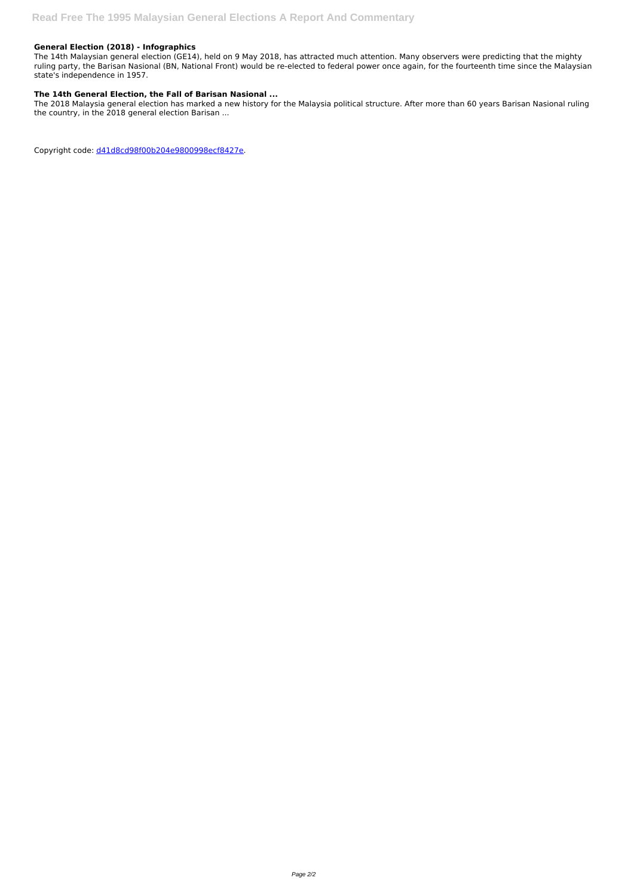### General Election (2018) - Infographics

The 14th Malaysian general election (GE14), held on 9 May 2018, has attracted much attention. Many observers were predicting that the mighty ruling party, the Barisan Nasional (BN, National Front) would be re-elected to federal power once again, for the fourteenth time since the Malaysian state's independence in 1957.

### The 14th General Election, the Fall of Barisan Nasional ...

The 2018 Malaysia general election has marked a new history for the Malaysia political structure. After more than 60 years Barisan Nasional ruling the country, in the 2018 general election Barisan ...

Copyright code: d41d8cd98f00b204e9800998ecf8427e.